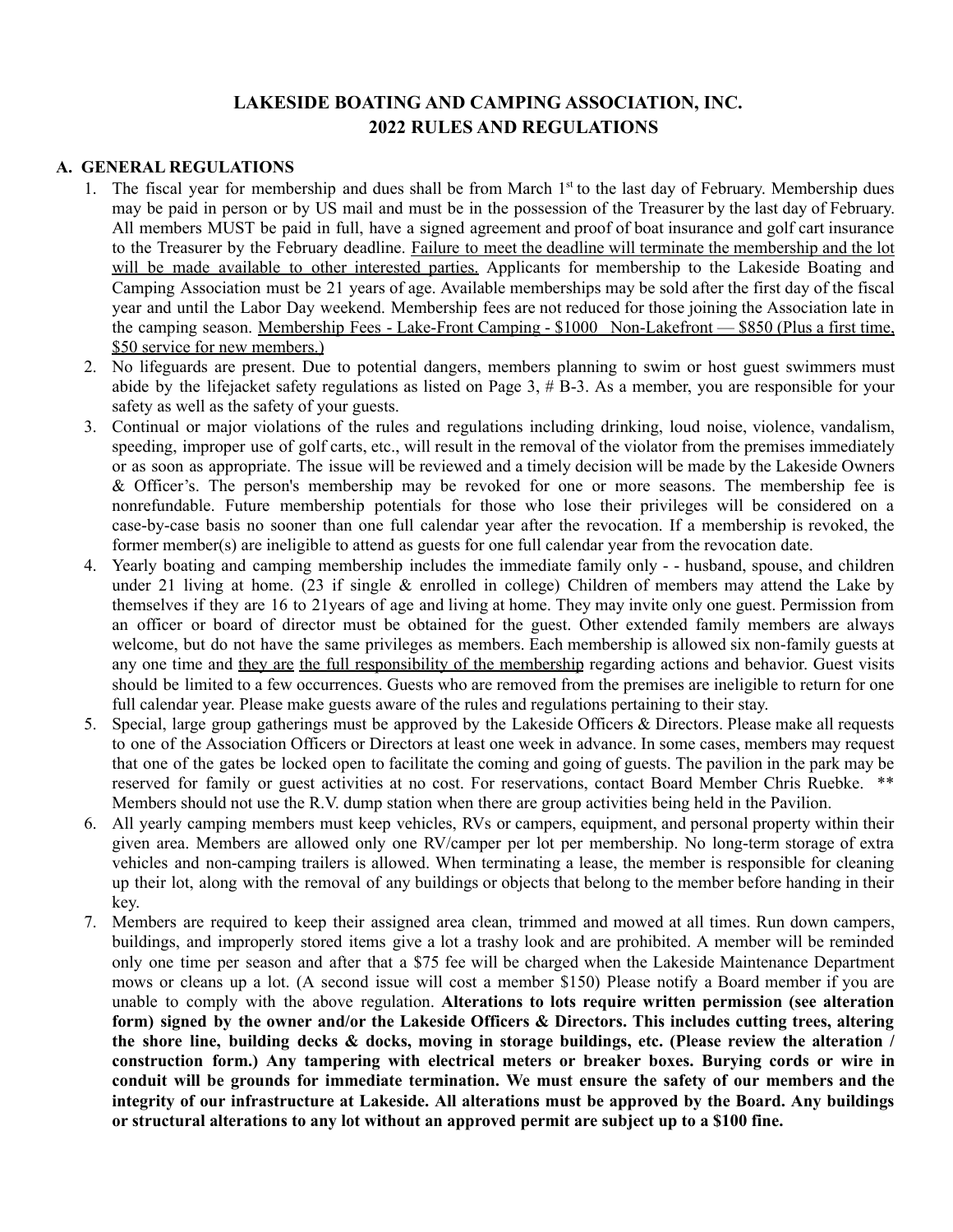# LAKESIDE BOATING AND CAMPING ASSOCIATION, INC.
# 2022 RULES AND REGULATIONS

## A. GENERAL REGULATIONS

1. The fiscal year for membership and dues shall be from March 1st to the last day of February. Membership dues may be paid in person or by US mail and must be in the possession of the Treasurer by the last day of February. All members MUST be paid in full, have a signed agreement and proof of boat insurance and golf cart insurance to the Treasurer by the February deadline. Failure to meet the deadline will terminate the membership and the lot will be made available to other interested parties. Applicants for membership to the Lakeside Boating and Camping Association must be 21 years of age. Available memberships may be sold after the first day of the fiscal year and until the Labor Day weekend. Membership fees are not reduced for those joining the Association late in the camping season. Membership Fees - Lake-Front Camping - $1000 Non-Lakefront — $850 (Plus a first time, $50 service for new members.)
2. No lifeguards are present. Due to potential dangers, members planning to swim or host guest swimmers must abide by the lifejacket safety regulations as listed on Page 3, # B-3. As a member, you are responsible for your safety as well as the safety of your guests.
3. Continual or major violations of the rules and regulations including drinking, loud noise, violence, vandalism, speeding, improper use of golf carts, etc., will result in the removal of the violator from the premises immediately or as soon as appropriate. The issue will be reviewed and a timely decision will be made by the Lakeside Owners & Officer's. The person's membership may be revoked for one or more seasons. The membership fee is nonrefundable. Future membership potentials for those who lose their privileges will be considered on a case-by-case basis no sooner than one full calendar year after the revocation. If a membership is revoked, the former member(s) are ineligible to attend as guests for one full calendar year from the revocation date.
4. Yearly boating and camping membership includes the immediate family only - - husband, spouse, and children under 21 living at home. (23 if single & enrolled in college) Children of members may attend the Lake by themselves if they are 16 to 21years of age and living at home. They may invite only one guest. Permission from an officer or board of director must be obtained for the guest. Other extended family members are always welcome, but do not have the same privileges as members. Each membership is allowed six non-family guests at any one time and they are the full responsibility of the membership regarding actions and behavior. Guest visits should be limited to a few occurrences. Guests who are removed from the premises are ineligible to return for one full calendar year. Please make guests aware of the rules and regulations pertaining to their stay.
5. Special, large group gatherings must be approved by the Lakeside Officers & Directors. Please make all requests to one of the Association Officers or Directors at least one week in advance. In some cases, members may request that one of the gates be locked open to facilitate the coming and going of guests. The pavilion in the park may be reserved for family or guest activities at no cost. For reservations, contact Board Member Chris Ruebke. ** Members should not use the R.V. dump station when there are group activities being held in the Pavilion.
6. All yearly camping members must keep vehicles, RVs or campers, equipment, and personal property within their given area. Members are allowed only one RV/camper per lot per membership. No long-term storage of extra vehicles and non-camping trailers is allowed. When terminating a lease, the member is responsible for cleaning up their lot, along with the removal of any buildings or objects that belong to the member before handing in their key.
7. Members are required to keep their assigned area clean, trimmed and mowed at all times. Run down campers, buildings, and improperly stored items give a lot a trashy look and are prohibited. A member will be reminded only one time per season and after that a $75 fee will be charged when the Lakeside Maintenance Department mows or cleans up a lot. (A second issue will cost a member $150) Please notify a Board member if you are unable to comply with the above regulation. **Alterations to lots require written permission (see alteration form) signed by the owner and/or the Lakeside Officers & Directors. This includes cutting trees, altering the shore line, building decks & docks, moving in storage buildings, etc. (Please review the alteration / construction form.) Any tampering with electrical meters or breaker boxes. Burying cords or wire in conduit will be grounds for immediate termination. We must ensure the safety of our members and the integrity of our infrastructure at Lakeside. All alterations must be approved by the Board. Any buildings or structural alterations to any lot without an approved permit are subject up to a $100 fine.**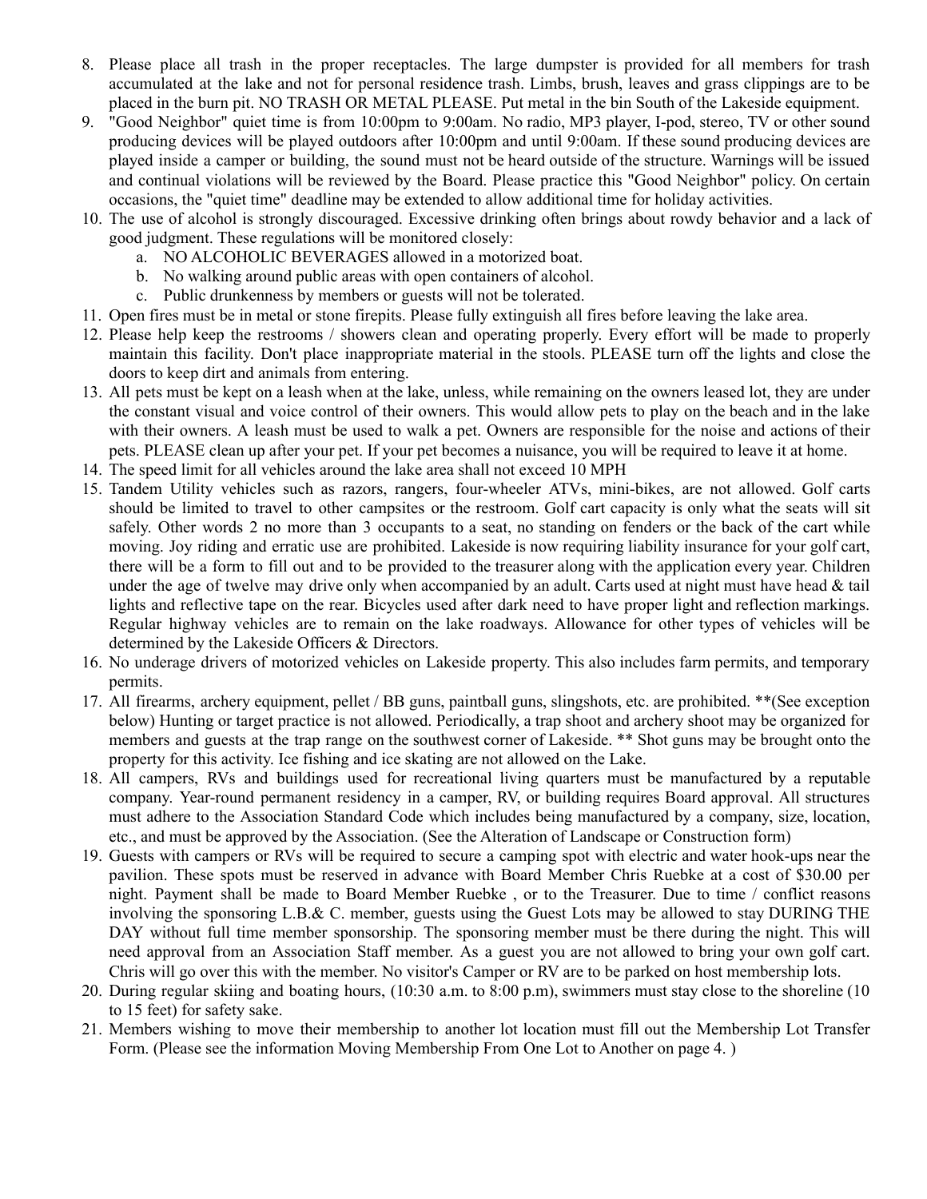8. Please place all trash in the proper receptacles. The large dumpster is provided for all members for trash accumulated at the lake and not for personal residence trash. Limbs, brush, leaves and grass clippings are to be placed in the burn pit. NO TRASH OR METAL PLEASE. Put metal in the bin South of the Lakeside equipment.
9. "Good Neighbor" quiet time is from 10:00pm to 9:00am. No radio, MP3 player, I-pod, stereo, TV or other sound producing devices will be played outdoors after 10:00pm and until 9:00am. If these sound producing devices are played inside a camper or building, the sound must not be heard outside of the structure. Warnings will be issued and continual violations will be reviewed by the Board. Please practice this "Good Neighbor" policy. On certain occasions, the "quiet time" deadline may be extended to allow additional time for holiday activities.
10. The use of alcohol is strongly discouraged. Excessive drinking often brings about rowdy behavior and a lack of good judgment. These regulations will be monitored closely:
    a. NO ALCOHOLIC BEVERAGES allowed in a motorized boat.
    b. No walking around public areas with open containers of alcohol.
    c. Public drunkenness by members or guests will not be tolerated.
11. Open fires must be in metal or stone firepits. Please fully extinguish all fires before leaving the lake area.
12. Please help keep the restrooms / showers clean and operating properly. Every effort will be made to properly maintain this facility. Don't place inappropriate material in the stools. PLEASE turn off the lights and close the doors to keep dirt and animals from entering.
13. All pets must be kept on a leash when at the lake, unless, while remaining on the owners leased lot, they are under the constant visual and voice control of their owners. This would allow pets to play on the beach and in the lake with their owners. A leash must be used to walk a pet. Owners are responsible for the noise and actions of their pets. PLEASE clean up after your pet. If your pet becomes a nuisance, you will be required to leave it at home.
14. The speed limit for all vehicles around the lake area shall not exceed 10 MPH
15. Tandem Utility vehicles such as razors, rangers, four-wheeler ATVs, mini-bikes, are not allowed. Golf carts should be limited to travel to other campsites or the restroom. Golf cart capacity is only what the seats will sit safely. Other words 2 no more than 3 occupants to a seat, no standing on fenders or the back of the cart while moving. Joy riding and erratic use are prohibited. Lakeside is now requiring liability insurance for your golf cart, there will be a form to fill out and to be provided to the treasurer along with the application every year. Children under the age of twelve may drive only when accompanied by an adult. Carts used at night must have head & tail lights and reflective tape on the rear. Bicycles used after dark need to have proper light and reflection markings. Regular highway vehicles are to remain on the lake roadways. Allowance for other types of vehicles will be determined by the Lakeside Officers & Directors.
16. No underage drivers of motorized vehicles on Lakeside property. This also includes farm permits, and temporary permits.
17. All firearms, archery equipment, pellet / BB guns, paintball guns, slingshots, etc. are prohibited. **(See exception below) Hunting or target practice is not allowed. Periodically, a trap shoot and archery shoot may be organized for members and guests at the trap range on the southwest corner of Lakeside. ** Shot guns may be brought onto the property for this activity. Ice fishing and ice skating are not allowed on the Lake.
18. All campers, RVs and buildings used for recreational living quarters must be manufactured by a reputable company. Year-round permanent residency in a camper, RV, or building requires Board approval. All structures must adhere to the Association Standard Code which includes being manufactured by a company, size, location, etc., and must be approved by the Association. (See the Alteration of Landscape or Construction form)
19. Guests with campers or RVs will be required to secure a camping spot with electric and water hook-ups near the pavilion. These spots must be reserved in advance with Board Member Chris Ruebke at a cost of $30.00 per night. Payment shall be made to Board Member Ruebke , or to the Treasurer. Due to time / conflict reasons involving the sponsoring L.B.& C. member, guests using the Guest Lots may be allowed to stay DURING THE DAY without full time member sponsorship. The sponsoring member must be there during the night. This will need approval from an Association Staff member. As a guest you are not allowed to bring your own golf cart. Chris will go over this with the member. No visitor's Camper or RV are to be parked on host membership lots.
20. During regular skiing and boating hours, (10:30 a.m. to 8:00 p.m), swimmers must stay close to the shoreline (10 to 15 feet) for safety sake.
21. Members wishing to move their membership to another lot location must fill out the Membership Lot Transfer Form. (Please see the information Moving Membership From One Lot to Another on page 4. )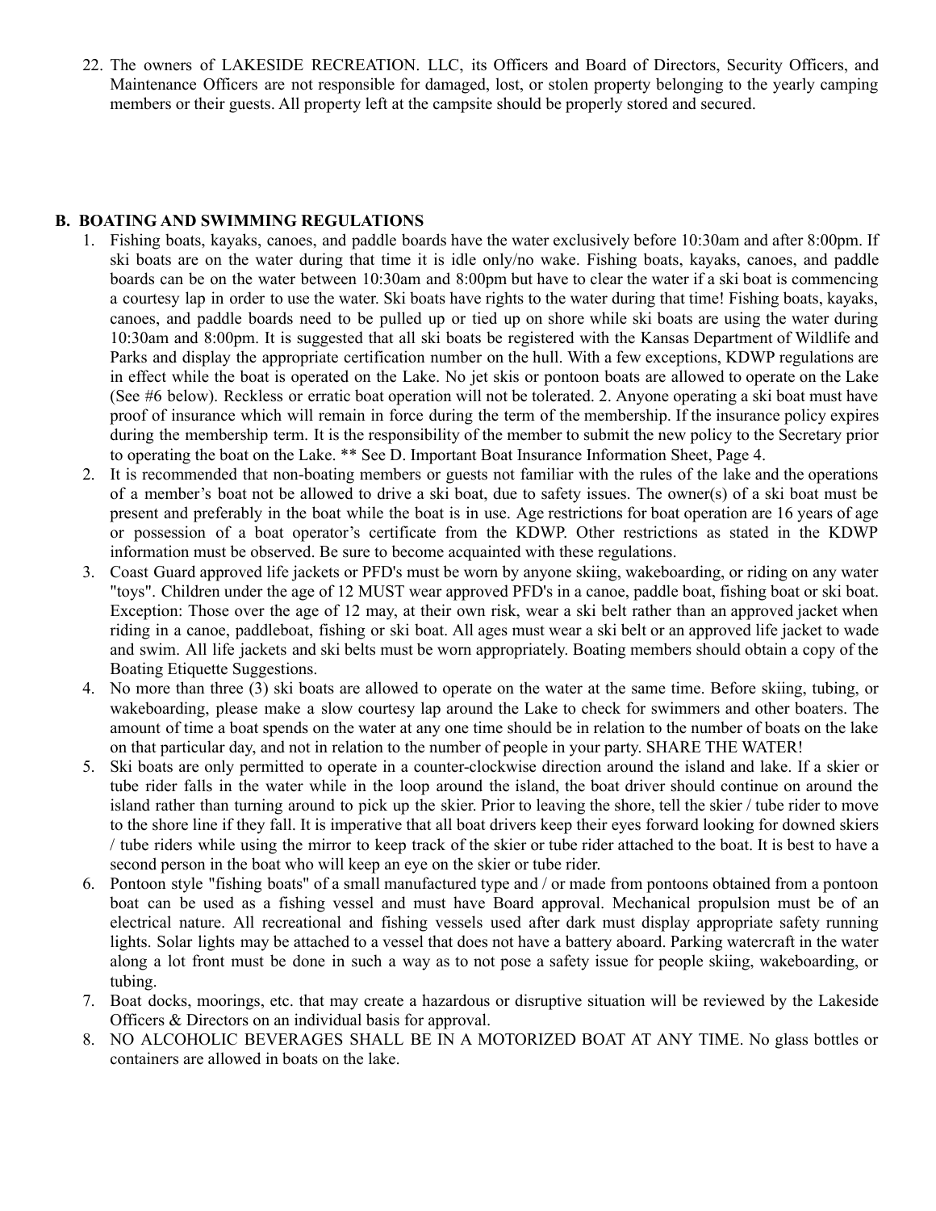22. The owners of LAKESIDE RECREATION. LLC, its Officers and Board of Directors, Security Officers, and Maintenance Officers are not responsible for damaged, lost, or stolen property belonging to the yearly camping members or their guests. All property left at the campsite should be properly stored and secured.

## B. BOATING AND SWIMMING REGULATIONS

1. Fishing boats, kayaks, canoes, and paddle boards have the water exclusively before 10:30am and after 8:00pm. If ski boats are on the water during that time it is idle only/no wake. Fishing boats, kayaks, canoes, and paddle boards can be on the water between 10:30am and 8:00pm but have to clear the water if a ski boat is commencing a courtesy lap in order to use the water. Ski boats have rights to the water during that time! Fishing boats, kayaks, canoes, and paddle boards need to be pulled up or tied up on shore while ski boats are using the water during 10:30am and 8:00pm. It is suggested that all ski boats be registered with the Kansas Department of Wildlife and Parks and display the appropriate certification number on the hull. With a few exceptions, KDWP regulations are in effect while the boat is operated on the Lake. No jet skis or pontoon boats are allowed to operate on the Lake (See #6 below). Reckless or erratic boat operation will not be tolerated. 2. Anyone operating a ski boat must have proof of insurance which will remain in force during the term of the membership. If the insurance policy expires during the membership term. It is the responsibility of the member to submit the new policy to the Secretary prior to operating the boat on the Lake. ** See D. Important Boat Insurance Information Sheet, Page 4.
2. It is recommended that non-boating members or guests not familiar with the rules of the lake and the operations of a member's boat not be allowed to drive a ski boat, due to safety issues. The owner(s) of a ski boat must be present and preferably in the boat while the boat is in use. Age restrictions for boat operation are 16 years of age or possession of a boat operator's certificate from the KDWP. Other restrictions as stated in the KDWP information must be observed. Be sure to become acquainted with these regulations.
3. Coast Guard approved life jackets or PFD's must be worn by anyone skiing, wakeboarding, or riding on any water "toys". Children under the age of 12 MUST wear approved PFD's in a canoe, paddle boat, fishing boat or ski boat. Exception: Those over the age of 12 may, at their own risk, wear a ski belt rather than an approved jacket when riding in a canoe, paddleboat, fishing or ski boat. All ages must wear a ski belt or an approved life jacket to wade and swim. All life jackets and ski belts must be worn appropriately. Boating members should obtain a copy of the Boating Etiquette Suggestions.
4. No more than three (3) ski boats are allowed to operate on the water at the same time. Before skiing, tubing, or wakeboarding, please make a slow courtesy lap around the Lake to check for swimmers and other boaters. The amount of time a boat spends on the water at any one time should be in relation to the number of boats on the lake on that particular day, and not in relation to the number of people in your party. SHARE THE WATER!
5. Ski boats are only permitted to operate in a counter-clockwise direction around the island and lake. If a skier or tube rider falls in the water while in the loop around the island, the boat driver should continue on around the island rather than turning around to pick up the skier. Prior to leaving the shore, tell the skier / tube rider to move to the shore line if they fall. It is imperative that all boat drivers keep their eyes forward looking for downed skiers / tube riders while using the mirror to keep track of the skier or tube rider attached to the boat. It is best to have a second person in the boat who will keep an eye on the skier or tube rider.
6. Pontoon style "fishing boats" of a small manufactured type and / or made from pontoons obtained from a pontoon boat can be used as a fishing vessel and must have Board approval. Mechanical propulsion must be of an electrical nature. All recreational and fishing vessels used after dark must display appropriate safety running lights. Solar lights may be attached to a vessel that does not have a battery aboard. Parking watercraft in the water along a lot front must be done in such a way as to not pose a safety issue for people skiing, wakeboarding, or tubing.
7. Boat docks, moorings, etc. that may create a hazardous or disruptive situation will be reviewed by the Lakeside Officers & Directors on an individual basis for approval.
8. NO ALCOHOLIC BEVERAGES SHALL BE IN A MOTORIZED BOAT AT ANY TIME. No glass bottles or containers are allowed in boats on the lake.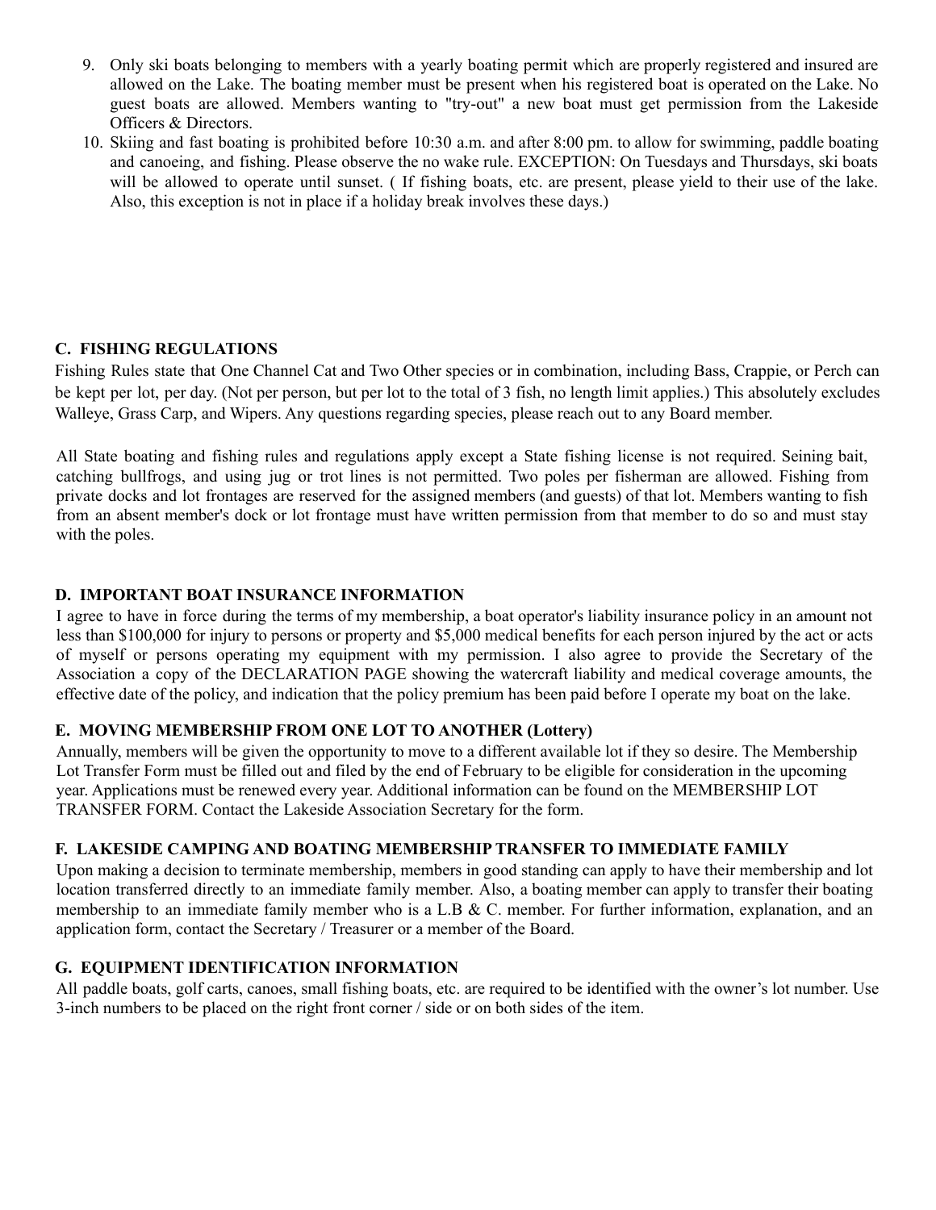9. Only ski boats belonging to members with a yearly boating permit which are properly registered and insured are allowed on the Lake. The boating member must be present when his registered boat is operated on the Lake. No guest boats are allowed. Members wanting to "try-out" a new boat must get permission from the Lakeside Officers & Directors.
10. Skiing and fast boating is prohibited before 10:30 a.m. and after 8:00 pm. to allow for swimming, paddle boating and canoeing, and fishing. Please observe the no wake rule. EXCEPTION: On Tuesdays and Thursdays, ski boats will be allowed to operate until sunset. ( If fishing boats, etc. are present, please yield to their use of the lake. Also, this exception is not in place if a holiday break involves these days.)

### C. FISHING REGULATIONS

Fishing Rules state that One Channel Cat and Two Other species or in combination, including Bass, Crappie, or Perch can be kept per lot, per day. (Not per person, but per lot to the total of 3 fish, no length limit applies.) This absolutely excludes Walleye, Grass Carp, and Wipers. Any questions regarding species, please reach out to any Board member.

All State boating and fishing rules and regulations apply except a State fishing license is not required. Seining bait, catching bullfrogs, and using jug or trot lines is not permitted. Two poles per fisherman are allowed. Fishing from private docks and lot frontages are reserved for the assigned members (and guests) of that lot. Members wanting to fish from an absent member's dock or lot frontage must have written permission from that member to do so and must stay with the poles.

### D. IMPORTANT BOAT INSURANCE INFORMATION

I agree to have in force during the terms of my membership, a boat operator's liability insurance policy in an amount not less than $100,000 for injury to persons or property and $5,000 medical benefits for each person injured by the act or acts of myself or persons operating my equipment with my permission. I also agree to provide the Secretary of the Association a copy of the DECLARATION PAGE showing the watercraft liability and medical coverage amounts, the effective date of the policy, and indication that the policy premium has been paid before I operate my boat on the lake.

### E. MOVING MEMBERSHIP FROM ONE LOT TO ANOTHER (Lottery)

Annually, members will be given the opportunity to move to a different available lot if they so desire. The Membership Lot Transfer Form must be filled out and filed by the end of February to be eligible for consideration in the upcoming year. Applications must be renewed every year. Additional information can be found on the MEMBERSHIP LOT TRANSFER FORM. Contact the Lakeside Association Secretary for the form.

### F. LAKESIDE CAMPING AND BOATING MEMBERSHIP TRANSFER TO IMMEDIATE FAMILY

Upon making a decision to terminate membership, members in good standing can apply to have their membership and lot location transferred directly to an immediate family member. Also, a boating member can apply to transfer their boating membership to an immediate family member who is a L.B & C. member. For further information, explanation, and an application form, contact the Secretary / Treasurer or a member of the Board.

### G. EQUIPMENT IDENTIFICATION INFORMATION

All paddle boats, golf carts, canoes, small fishing boats, etc. are required to be identified with the owner's lot number. Use 3-inch numbers to be placed on the right front corner / side or on both sides of the item.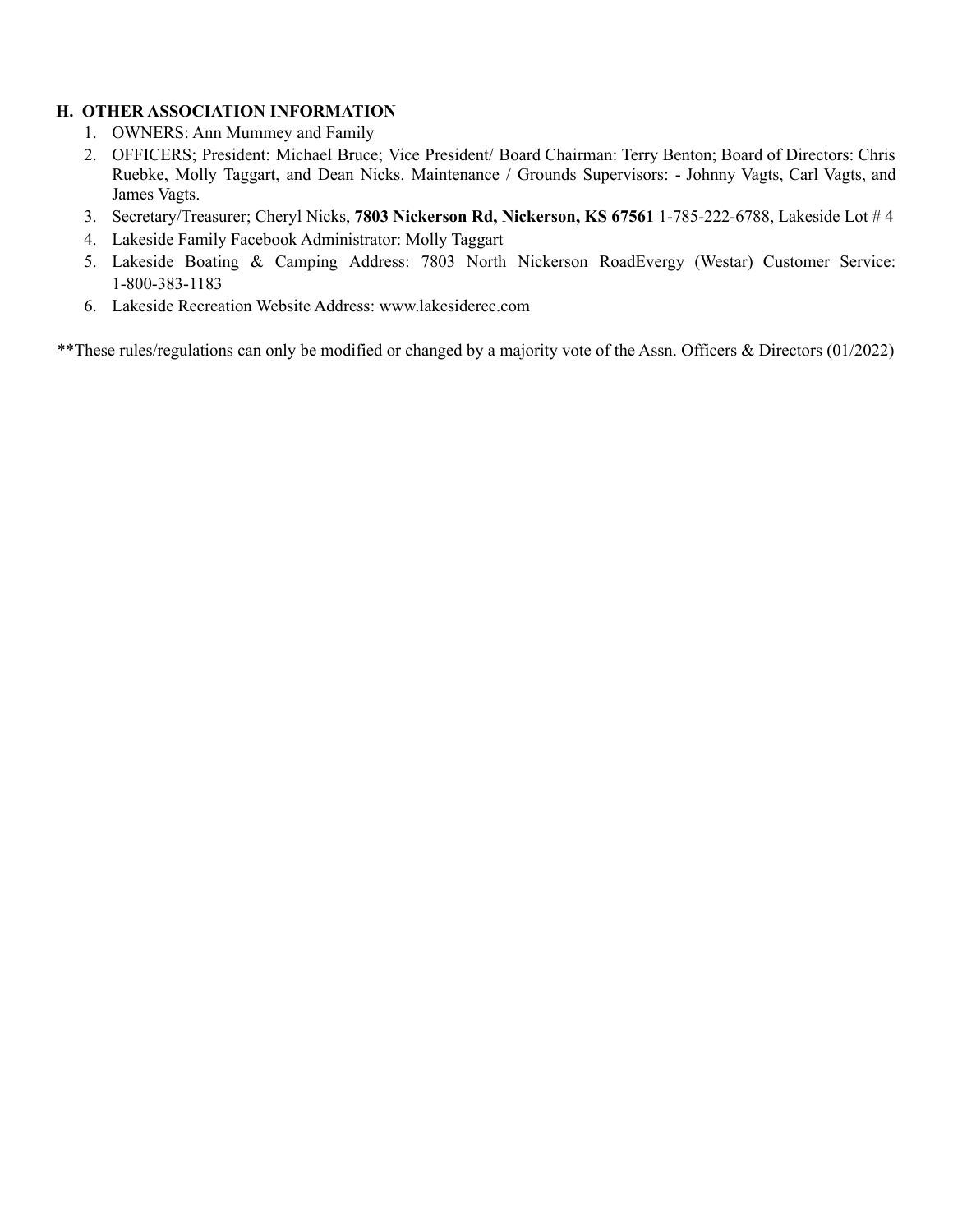## H. OTHER ASSOCIATION INFORMATION

1. OWNERS: Ann Mummey and Family
2. OFFICERS; President: Michael Bruce; Vice President/ Board Chairman: Terry Benton; Board of Directors: Chris Ruebke, Molly Taggart, and Dean Nicks. Maintenance / Grounds Supervisors: - Johnny Vagts, Carl Vagts, and James Vagts.
3. Secretary/Treasurer; Cheryl Nicks, **7803 Nickerson Rd, Nickerson, KS 67561** 1-785-222-6788, Lakeside Lot # 4
4. Lakeside Family Facebook Administrator: Molly Taggart
5. Lakeside Boating & Camping Address: 7803 North Nickerson RoadEvergy (Westar) Customer Service: 1-800-383-1183
6. Lakeside Recreation Website Address: www.lakesiderec.com

**These rules/regulations can only be modified or changed by a majority vote of the Assn. Officers & Directors (01/2022)